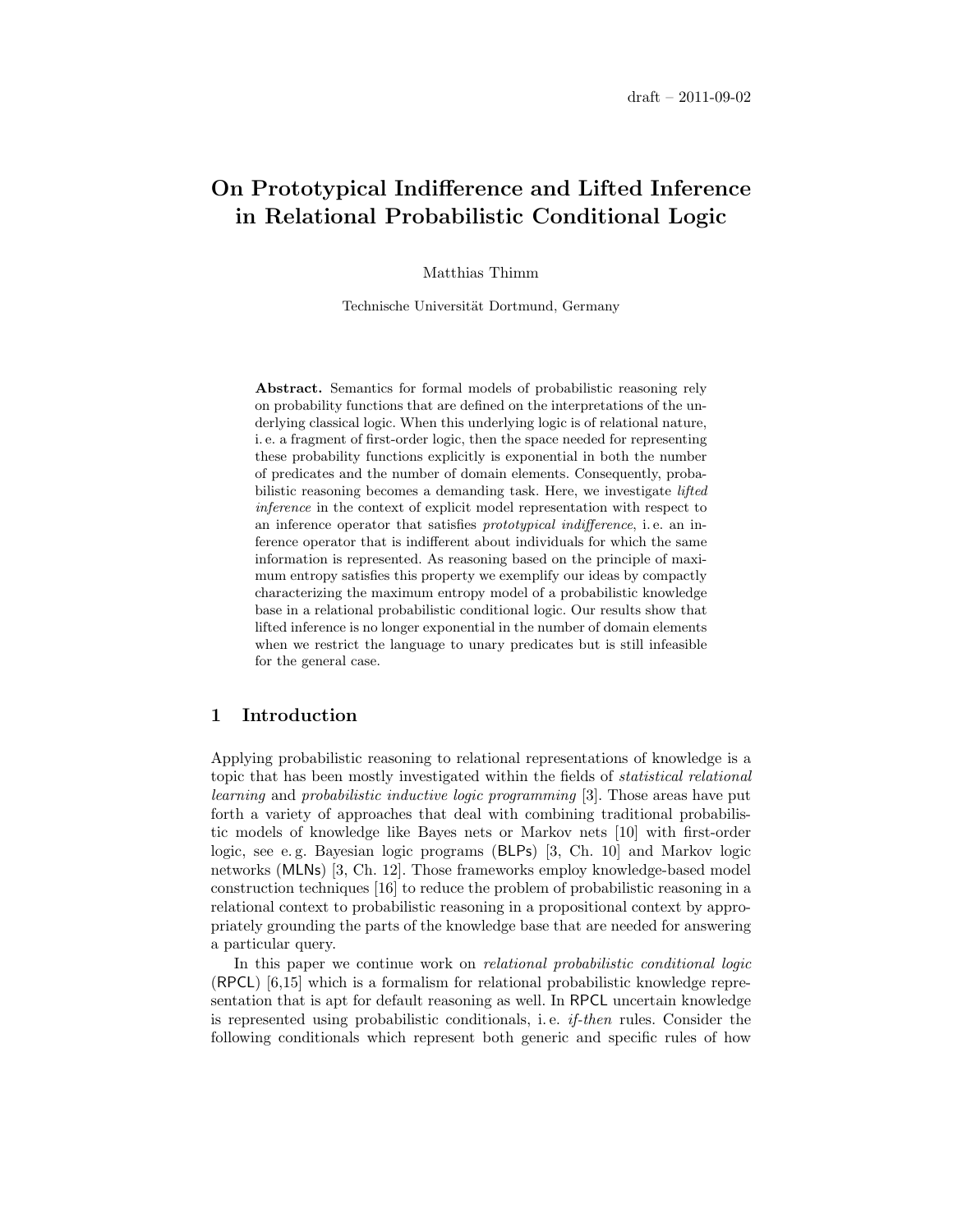draft – 2011-09-02

# On Prototypical Indifference and Lifted Inference in Relational Probabilistic Conditional Logic

Matthias Thimm

Technische Universität Dortmund, Germany

**Abstract.** Semantics for formal models of probabilistic reasoning rely on probability functions that are defined on the interpretations of the underlying classical logic. When this underlying logic is of relational nature, i. e. a fragment of first-order logic, then the space needed for representing these probability functions explicitly is exponential in both the number of predicates and the number of domain elements. Consequently, probabilistic reasoning becomes a demanding task. Here, we investigate *lifted inference* in the context of explicit model representation with respect to an inference operator that satisfies *prototypical indifference*, i. e. an inference operator that is indifferent about individuals for which the same information is represented. As reasoning based on the principle of maximum entropy satisfies this property we exemplify our ideas by compactly characterizing the maximum entropy model of a probabilistic knowledge base in a relational probabilistic conditional logic. Our results show that lifted inference is no longer exponential in the number of domain elements when we restrict the language to unary predicates but is still infeasible for the general case.

## 1 Introduction

Applying probabilistic reasoning to relational representations of knowledge is a topic that has been mostly investigated within the fields of *statistical relational learning* and *probabilistic inductive logic programming* [3]. Those areas have put forth a variety of approaches that deal with combining traditional probabilistic models of knowledge like Bayes nets or Markov nets [10] with first-order logic, see e. g. Bayesian logic programs (BLPs) [3, Ch. 10] and Markov logic networks (MLNs) [3, Ch. 12]. Those frameworks employ knowledge-based model construction techniques [16] to reduce the problem of probabilistic reasoning in a relational context to probabilistic reasoning in a propositional context by appropriately grounding the parts of the knowledge base that are needed for answering a particular query.

In this paper we continue work on *relational probabilistic conditional logic* (RPCL) [6,15] which is a formalism for relational probabilistic knowledge representation that is apt for default reasoning as well. In RPCL uncertain knowledge is represented using probabilistic conditionals, i. e. *if-then* rules. Consider the following conditionals which represent both generic and specific rules of how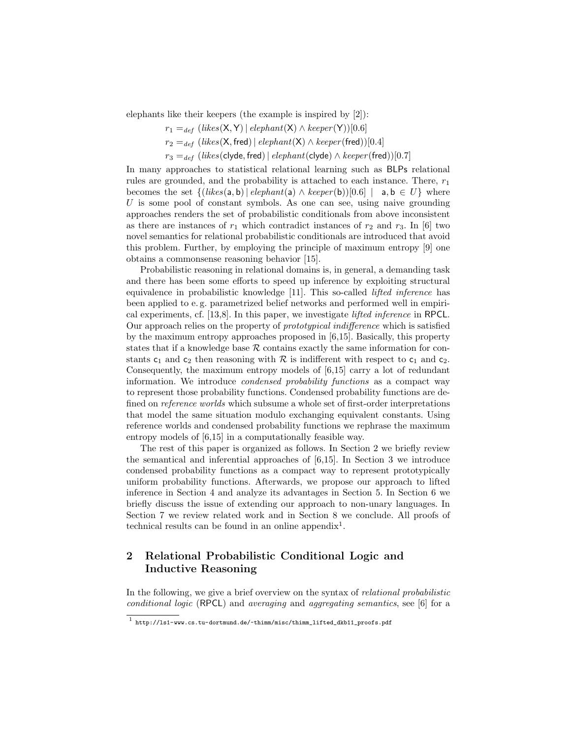elephants like their keepers (the example is inspired by [2]):

$$r_1 =_{def} (likes(\mathsf{X},\mathsf{Y}) \mid elephant(\mathsf{X}) \wedge keeper(\mathsf{Y}))[0.6]$$

$$r_2 =_{def} (likes(\mathsf{X},\mathsf{fred}) \mid elephant(\mathsf{X}) \wedge keeper(\mathsf{fred}))[0.4]$$

$$r_3 =_{def} (likes(\mathsf{clyde},\mathsf{fred}) \mid elephant(\mathsf{clyde}) \wedge keeper(\mathsf{fred}))[0.7]$$

In many approaches to statistical relational learning such as BLPs relational rules are grounded, and the probability is attached to each instance. There, $r_1$ becomes the set $\{(likes(\mathsf{a},\mathsf{b}) \mid elephant(\mathsf{a}) \wedge keeper(\mathsf{b}))[0.6] \mid \mathsf{a},\mathsf{b} \in U\}$ where $U$ is some pool of constant symbols. As one can see, using naive grounding approaches renders the set of probabilistic conditionals from above inconsistent as there are instances of $r_1$ which contradict instances of $r_2$ and $r_3$. In [6] two novel semantics for relational probabilistic conditionals are introduced that avoid this problem. Further, by employing the principle of maximum entropy [9] one obtains a commonsense reasoning behavior [15].

Probabilistic reasoning in relational domains is, in general, a demanding task and there has been some efforts to speed up inference by exploiting structural equivalence in probabilistic knowledge [11]. This so-called *lifted inference* has been applied to e. g. parametrized belief networks and performed well in empirical experiments, cf. [13,8]. In this paper, we investigate *lifted inference* in RPCL. Our approach relies on the property of *prototypical indifference* which is satisfied by the maximum entropy approaches proposed in [6,15]. Basically, this property states that if a knowledge base $\mathcal{R}$ contains exactly the same information for constants $\mathsf{c}_1$ and $\mathsf{c}_2$ then reasoning with $\mathcal{R}$ is indifferent with respect to $\mathsf{c}_1$ and $\mathsf{c}_2$. Consequently, the maximum entropy models of [6,15] carry a lot of redundant information. We introduce *condensed probability functions* as a compact way to represent those probability functions. Condensed probability functions are defined on *reference worlds* which subsume a whole set of first-order interpretations that model the same situation modulo exchanging equivalent constants. Using reference worlds and condensed probability functions we rephrase the maximum entropy models of [6,15] in a computationally feasible way.

The rest of this paper is organized as follows. In Section 2 we briefly review the semantical and inferential approaches of [6,15]. In Section 3 we introduce condensed probability functions as a compact way to represent prototypically uniform probability functions. Afterwards, we propose our approach to lifted inference in Section 4 and analyze its advantages in Section 5. In Section 6 we briefly discuss the issue of extending our approach to non-unary languages. In Section 7 we review related work and in Section 8 we conclude. All proofs of technical results can be found in an online appendix[1].

## 2 Relational Probabilistic Conditional Logic and Inductive Reasoning

In the following, we give a brief overview on the syntax of *relational probabilistic conditional logic* (RPCL) and *averaging* and *aggregating semantics*, see [6] for a

[1] http://ls1-www.cs.tu-dortmund.de/~thimm/misc/thimm_lifted_dkb11_proofs.pdf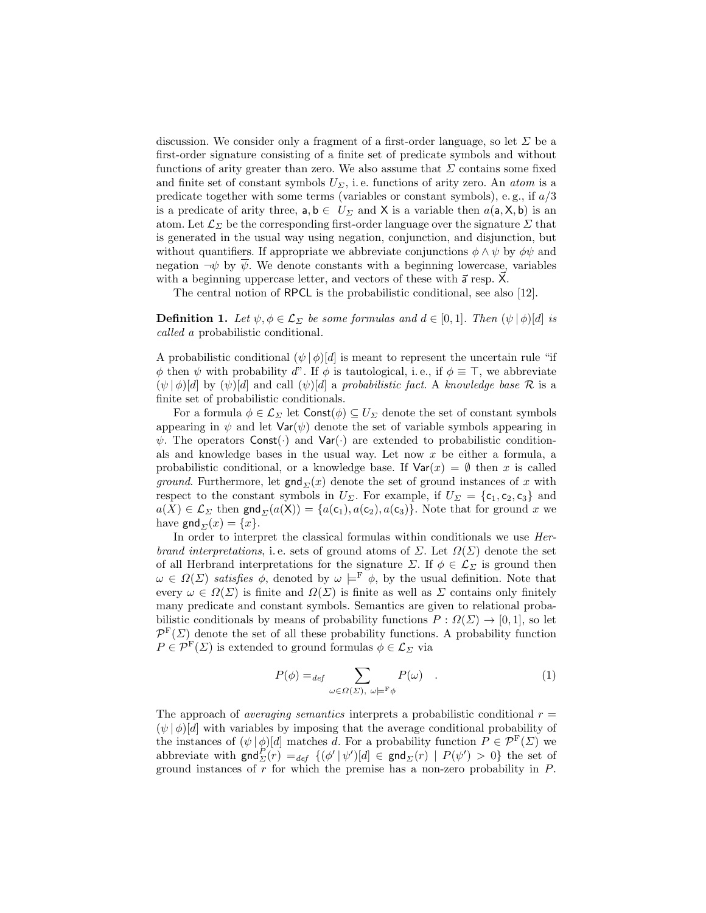discussion. We consider only a fragment of a first-order language, so let $\Sigma$ be a first-order signature consisting of a finite set of predicate symbols and without functions of arity greater than zero. We also assume that $\Sigma$ contains some fixed and finite set of constant symbols $U_\Sigma$, i. e. functions of arity zero. An *atom* is a predicate together with some terms (variables or constant symbols), e. g., if $a/3$ is a predicate of arity three, $\mathsf{a}, \mathsf{b} \in U_\Sigma$ and $\mathsf{X}$ is a variable then $a(\mathsf{a}, \mathsf{X}, \mathsf{b})$ is an atom. Let $\mathcal{L}_\Sigma$ be the corresponding first-order language over the signature $\Sigma$ that is generated in the usual way using negation, conjunction, and disjunction, but without quantifiers. If appropriate we abbreviate conjunctions $\phi \wedge \psi$ by $\phi\psi$ and negation $\neg\psi$ by $\overline{\psi}$. We denote constants with a beginning lowercase, variables with a beginning uppercase letter, and vectors of these with $\vec{\mathsf{a}}$ resp. $\vec{\mathsf{X}}$.

The central notion of RPCL is the probabilistic conditional, see also [12].

**Definition 1.** *Let $\psi, \phi \in \mathcal{L}_\Sigma$ be some formulas and $d \in [0, 1]$. Then $(\psi \,|\, \phi)[d]$ is called a* probabilistic conditional.

A probabilistic conditional $(\psi \,|\, \phi)[d]$ is meant to represent the uncertain rule "if $\phi$ then $\psi$ with probability $d$". If $\phi$ is tautological, i. e., if $\phi \equiv \top$, we abbreviate $(\psi \,|\, \phi)[d]$ by $(\psi)[d]$ and call $(\psi)[d]$ a *probabilistic fact*. A *knowledge base* $\mathcal{R}$ is a finite set of probabilistic conditionals.

For a formula $\phi \in \mathcal{L}_\Sigma$ let $\mathsf{Const}(\phi) \subseteq U_\Sigma$ denote the set of constant symbols appearing in $\psi$ and let $\mathsf{Var}(\psi)$ denote the set of variable symbols appearing in $\psi$. The operators $\mathsf{Const}(\cdot)$ and $\mathsf{Var}(\cdot)$ are extended to probabilistic conditionals and knowledge bases in the usual way. Let now $x$ be either a formula, a probabilistic conditional, or a knowledge base. If $\mathsf{Var}(x) = \emptyset$ then $x$ is called *ground*. Furthermore, let $\mathsf{gnd}_\Sigma(x)$ denote the set of ground instances of $x$ with respect to the constant symbols in $U_\Sigma$. For example, if $U_\Sigma = \{\mathsf{c}_1, \mathsf{c}_2, \mathsf{c}_3\}$ and $a(X) \in \mathcal{L}_\Sigma$ then $\mathsf{gnd}_\Sigma(a(\mathsf{X})) = \{a(\mathsf{c}_1), a(\mathsf{c}_2), a(\mathsf{c}_3)\}$. Note that for ground $x$ we have $\mathsf{gnd}_\Sigma(x) = \{x\}$.

In order to interpret the classical formulas within conditionals we use *Herbrand interpretations*, i. e. sets of ground atoms of $\Sigma$. Let $\Omega(\Sigma)$ denote the set of all Herbrand interpretations for the signature $\Sigma$. If $\phi \in \mathcal{L}_\Sigma$ is ground then $\omega \in \Omega(\Sigma)$ *satisfies* $\phi$, denoted by $\omega \models^{\mathrm{F}} \phi$, by the usual definition. Note that every $\omega \in \Omega(\Sigma)$ is finite and $\Omega(\Sigma)$ is finite as well as $\Sigma$ contains only finitely many predicate and constant symbols. Semantics are given to relational probabilistic conditionals by means of probability functions $P : \Omega(\Sigma) \to [0, 1]$, so let $\mathcal{P}^{\mathrm{F}}(\Sigma)$ denote the set of all these probability functions. A probability function $P \in \mathcal{P}^{\mathrm{F}}(\Sigma)$ is extended to ground formulas $\phi \in \mathcal{L}_\Sigma$ via

$$P(\phi) =_{def} \sum_{\omega \in \Omega(\Sigma),\ \omega \models^{\mathrm{F}} \phi} P(\omega) \quad . \tag{1}$$

The approach of *averaging semantics* interprets a probabilistic conditional $r = (\psi \,|\, \phi)[d]$ with variables by imposing that the average conditional probability of the instances of $(\psi \,|\, \phi)[d]$ matches $d$. For a probability function $P \in \mathcal{P}^{\mathrm{F}}(\Sigma)$ we abbreviate with $\mathsf{gnd}^P_\Sigma(r) =_{def} \{(\phi' \,|\, \psi')[d] \in \mathsf{gnd}_\Sigma(r) \mid P(\psi') > 0\}$ the set of ground instances of $r$ for which the premise has a non-zero probability in $P$.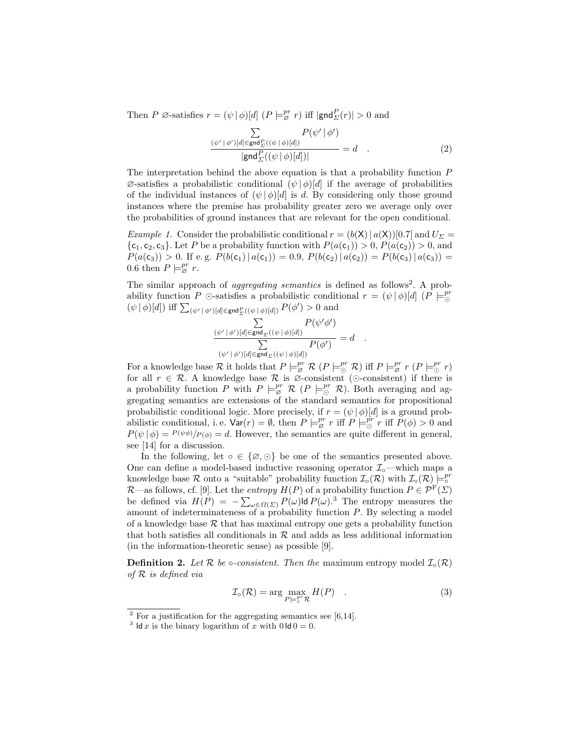Then $P$ $\varnothing$-satisfies $r = (\psi \,|\, \phi)[d]$ ($P \models^{pr}_{\varnothing} r$) iff $|\mathsf{gnd}^P_\Sigma(r)| > 0$ and

$$\frac{\sum_{(\psi' \,|\, \phi')[d] \in \mathsf{gnd}^P_\Sigma((\psi \,|\, \phi)[d])} P(\psi' \,|\, \phi')}{|\mathsf{gnd}^P_\Sigma((\psi \,|\, \phi)[d])|} = d \quad . \tag{2}$$

The interpretation behind the above equation is that a probability function $P$ $\varnothing$-satisfies a probabilistic conditional $(\psi \,|\, \phi)[d]$ if the average of probabilities of the individual instances of $(\psi \,|\, \phi)[d]$ is $d$. By considering only those ground instances where the premise has probability greater zero we average only over the probabilities of ground instances that are relevant for the open conditional.

*Example 1.* Consider the probabilistic conditional $r = (b(\mathsf{X}) \,|\, a(\mathsf{X}))[0.7]$ and $U_\Sigma = \{\mathsf{c}_1, \mathsf{c}_2, \mathsf{c}_3\}$. Let $P$ be a probability function with $P(a(\mathsf{c}_1)) > 0$, $P(a(\mathsf{c}_2)) > 0$, and $P(a(\mathsf{c}_3)) > 0$. If e. g. $P(b(\mathsf{c}_1) \,|\, a(\mathsf{c}_1)) = 0.9$, $P(b(\mathsf{c}_2) \,|\, a(\mathsf{c}_2)) = P(b(\mathsf{c}_3) \,|\, a(\mathsf{c}_3)) = 0.6$ then $P \models^{pr}_{\varnothing} r$.

The similar approach of *aggregating semantics* is defined as follows[2]. A probability function $P$ $\odot$-satisfies a probabilistic conditional $r = (\psi \,|\, \phi)[d]$ ($P \models^{pr}_{\odot} (\psi \,|\, \phi)[d]$) iff $\sum_{(\psi' \,|\, \phi')[d] \in \mathsf{gnd}^P_\Sigma((\psi \,|\, \phi)[d])} P(\phi') > 0$ and

$$\frac{\sum_{(\psi' \,|\, \phi')[d] \in \mathsf{gnd}_\Sigma((\psi \,|\, \phi)[d])} P(\psi' \phi')}{\sum_{(\psi' \,|\, \phi')[d] \in \mathsf{gnd}_\Sigma((\psi \,|\, \phi)[d])} P(\phi')} = d \quad .$$

For a knowledge base $\mathcal{R}$ it holds that $P \models^{pr}_{\varnothing} \mathcal{R}$ ($P \models^{pr}_{\odot} \mathcal{R}$) iff $P \models^{pr}_{\varnothing} r$ ($P \models^{pr}_{\odot} r$) for all $r \in \mathcal{R}$. A knowledge base $\mathcal{R}$ is $\varnothing$-consistent ($\odot$-consistent) if there is a probability function $P$ with $P \models^{pr}_{\varnothing} \mathcal{R}$ ($P \models^{pr}_{\odot} \mathcal{R}$). Both averaging and aggregating semantics are extensions of the standard semantics for propositional probabilistic conditional logic. More precisely, if $r = (\psi \,|\, \phi)[d]$ is a ground probabilistic conditional, i. e. $\mathsf{Var}(r) = \emptyset$, then $P \models^{pr}_{\varnothing} r$ iff $P \models^{pr}_{\odot} r$ iff $P(\phi) > 0$ and $P(\psi \,|\, \phi) = P(\psi\phi)/P(\phi) = d$. However, the semantics are quite different in general, see [14] for a discussion.

In the following, let $\circ \in \{\varnothing, \odot\}$ be one of the semantics presented above. One can define a model-based inductive reasoning operator $\mathcal{I}_\circ$—which maps a knowledge base $\mathcal{R}$ onto a "suitable" probability function $\mathcal{I}_\circ(\mathcal{R})$ with $\mathcal{I}_\circ(\mathcal{R}) \models^{pr}_{\circ} \mathcal{R}$—as follows, cf. [9]. Let the *entropy* $H(P)$ of a probability function $P \in \mathcal{P}^{\mathrm{F}}(\Sigma)$ be defined via $H(P) = -\sum_{\omega \in \Omega(\Sigma)} P(\omega) \mathsf{ld}\, P(\omega)$.[3] The entropy measures the amount of indeterminateness of a probability function $P$. By selecting a model of a knowledge base $\mathcal{R}$ that has maximal entropy one gets a probability function that both satisfies all conditionals in $\mathcal{R}$ and adds as less additional information (in the information-theoretic sense) as possible [9].

**Definition 2.** *Let $\mathcal{R}$ be $\circ$-consistent. Then the* maximum entropy model $\mathcal{I}_\circ(\mathcal{R})$ *of $\mathcal{R}$ is defined via*

$$\mathcal{I}_\circ(\mathcal{R}) = \arg \max_{P \models^{pr}_{\circ} \mathcal{R}} H(P) \quad . \tag{3}$$

---

[2] For a justification for the aggregating semantics see [6,14].

[3] $\mathsf{ld}\, x$ is the binary logarithm of $x$ with $0 \,\mathsf{ld}\, 0 = 0$.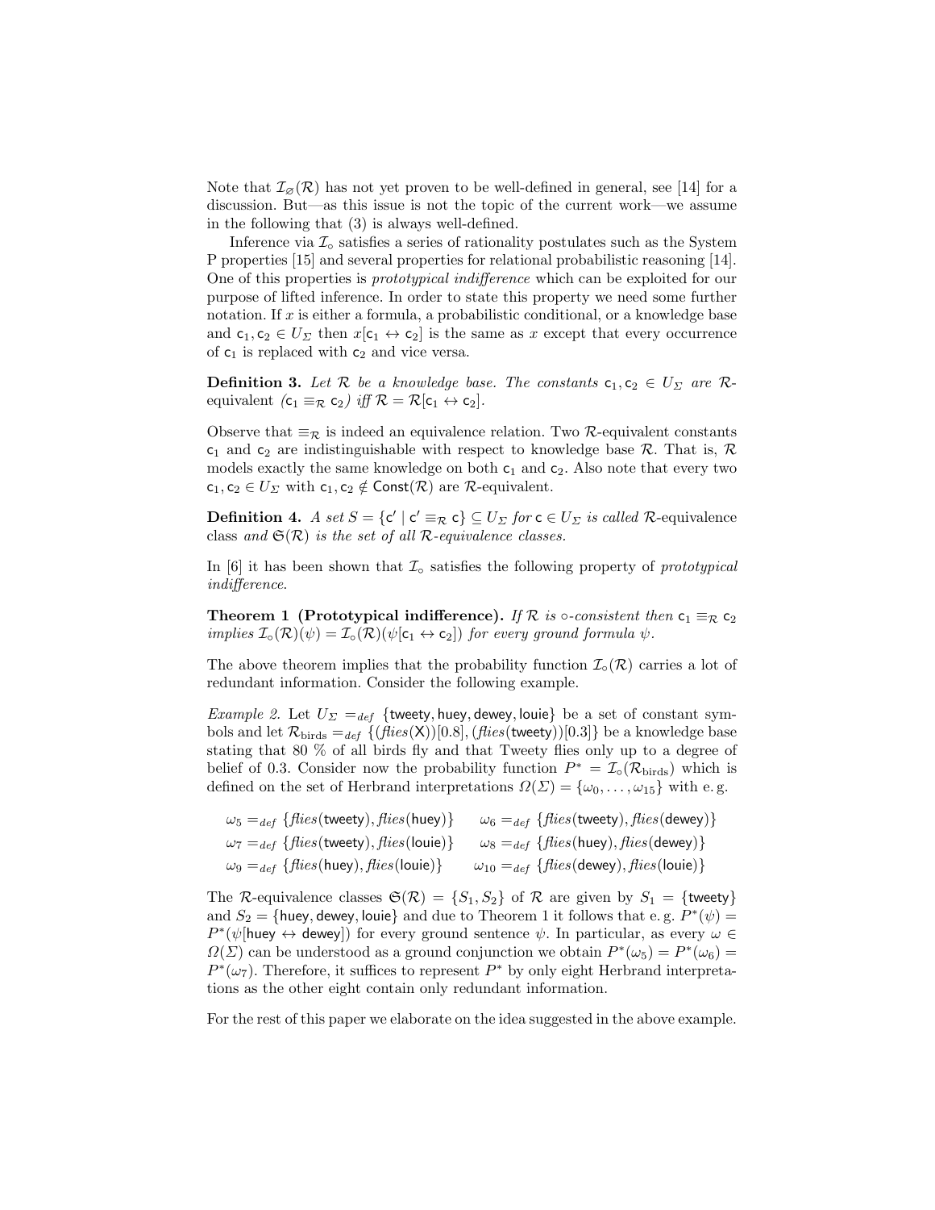Note that $\mathcal{I}_{\varnothing}(\mathcal{R})$ has not yet proven to be well-defined in general, see [14] for a discussion. But—as this issue is not the topic of the current work—we assume in the following that (3) is always well-defined.

Inference via $\mathcal{I}_{\circ}$ satisfies a series of rationality postulates such as the System P properties [15] and several properties for relational probabilistic reasoning [14]. One of this properties is *prototypical indifference* which can be exploited for our purpose of lifted inference. In order to state this property we need some further notation. If $x$ is either a formula, a probabilistic conditional, or a knowledge base and $\mathsf{c}_1, \mathsf{c}_2 \in U_{\Sigma}$ then $x[\mathsf{c}_1 \leftrightarrow \mathsf{c}_2]$ is the same as $x$ except that every occurrence of $\mathsf{c}_1$ is replaced with $\mathsf{c}_2$ and vice versa.

**Definition 3.** *Let $\mathcal{R}$ be a knowledge base. The constants $\mathsf{c}_1, \mathsf{c}_2 \in U_{\Sigma}$ are $\mathcal{R}$-*equivalent *($\mathsf{c}_1 \equiv_{\mathcal{R}} \mathsf{c}_2$) iff $\mathcal{R} = \mathcal{R}[\mathsf{c}_1 \leftrightarrow \mathsf{c}_2]$.*

Observe that $\equiv_{\mathcal{R}}$ is indeed an equivalence relation. Two $\mathcal{R}$-equivalent constants $\mathsf{c}_1$ and $\mathsf{c}_2$ are indistinguishable with respect to knowledge base $\mathcal{R}$. That is, $\mathcal{R}$ models exactly the same knowledge on both $\mathsf{c}_1$ and $\mathsf{c}_2$. Also note that every two $\mathsf{c}_1, \mathsf{c}_2 \in U_{\Sigma}$ with $\mathsf{c}_1, \mathsf{c}_2 \notin \mathsf{Const}(\mathcal{R})$ are $\mathcal{R}$-equivalent.

**Definition 4.** *A set $S = \{\mathsf{c}' \mid \mathsf{c}' \equiv_{\mathcal{R}} \mathsf{c}\} \subseteq U_{\Sigma}$ for $\mathsf{c} \in U_{\Sigma}$ is called $\mathcal{R}$-*equivalence class *and $\mathfrak{S}(\mathcal{R})$ is the set of all $\mathcal{R}$-equivalence classes.*

In [6] it has been shown that $\mathcal{I}_{\circ}$ satisfies the following property of *prototypical indifference*.

**Theorem 1 (Prototypical indifference).** *If $\mathcal{R}$ is $\circ$-consistent then $\mathsf{c}_1 \equiv_{\mathcal{R}} \mathsf{c}_2$ implies $\mathcal{I}_{\circ}(\mathcal{R})(\psi) = \mathcal{I}_{\circ}(\mathcal{R})(\psi[\mathsf{c}_1 \leftrightarrow \mathsf{c}_2])$ for every ground formula $\psi$.*

The above theorem implies that the probability function $\mathcal{I}_{\circ}(\mathcal{R})$ carries a lot of redundant information. Consider the following example.

*Example 2.* Let $U_{\Sigma} =_{def} \{\mathsf{tweety}, \mathsf{huey}, \mathsf{dewey}, \mathsf{louie}\}$ be a set of constant symbols and let $\mathcal{R}_{\text{birds}} =_{def} \{(\mathit{flies}(\mathsf{X}))[0.8], (\mathit{flies}(\mathsf{tweety}))[0.3]\}$ be a knowledge base stating that 80 % of all birds fly and that Tweety flies only up to a degree of belief of 0.3. Consider now the probability function $P^* = \mathcal{I}_{\circ}(\mathcal{R}_{\text{birds}})$ which is defined on the set of Herbrand interpretations $\Omega(\Sigma) = \{\omega_0, \ldots, \omega_{15}\}$ with e. g.

$$\omega_5 =_{def} \{\mathit{flies}(\mathsf{tweety}), \mathit{flies}(\mathsf{huey})\} \qquad \omega_6 =_{def} \{\mathit{flies}(\mathsf{tweety}), \mathit{flies}(\mathsf{dewey})\}$$
$$\omega_7 =_{def} \{\mathit{flies}(\mathsf{tweety}), \mathit{flies}(\mathsf{louie})\} \qquad \omega_8 =_{def} \{\mathit{flies}(\mathsf{huey}), \mathit{flies}(\mathsf{dewey})\}$$
$$\omega_9 =_{def} \{\mathit{flies}(\mathsf{huey}), \mathit{flies}(\mathsf{louie})\} \qquad \omega_{10} =_{def} \{\mathit{flies}(\mathsf{dewey}), \mathit{flies}(\mathsf{louie})\}$$

The $\mathcal{R}$-equivalence classes $\mathfrak{S}(\mathcal{R}) = \{S_1, S_2\}$ of $\mathcal{R}$ are given by $S_1 = \{\mathsf{tweety}\}$ and $S_2 = \{\mathsf{huey}, \mathsf{dewey}, \mathsf{louie}\}$ and due to Theorem 1 it follows that e. g. $P^*(\psi) = P^*(\psi[\mathsf{huey} \leftrightarrow \mathsf{dewey}])$ for every ground sentence $\psi$. In particular, as every $\omega \in \Omega(\Sigma)$ can be understood as a ground conjunction we obtain $P^*(\omega_5) = P^*(\omega_6) = P^*(\omega_7)$. Therefore, it suffices to represent $P^*$ by only eight Herbrand interpretations as the other eight contain only redundant information.

For the rest of this paper we elaborate on the idea suggested in the above example.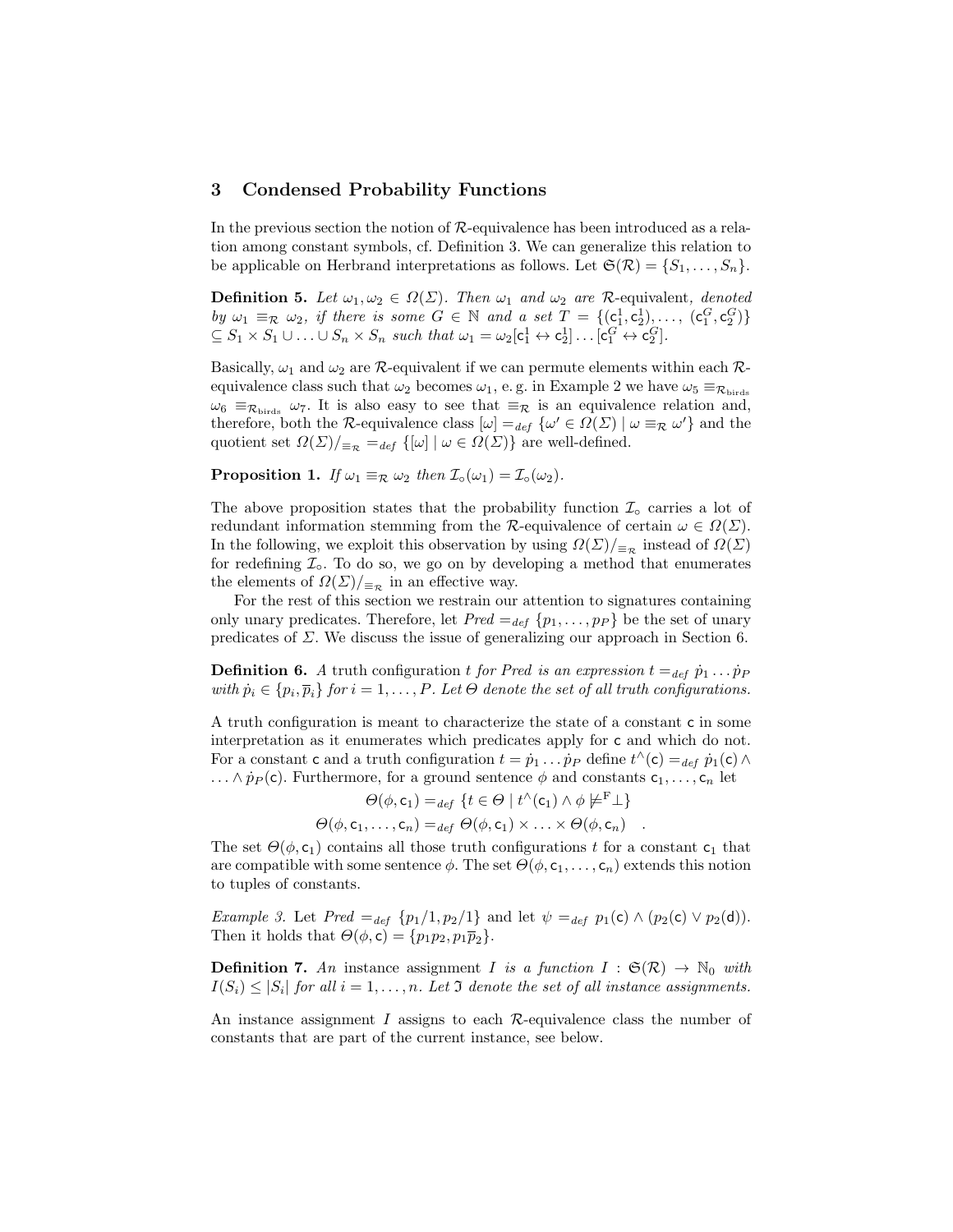## 3 Condensed Probability Functions

In the previous section the notion of $\mathcal{R}$-equivalence has been introduced as a relation among constant symbols, cf. Definition 3. We can generalize this relation to be applicable on Herbrand interpretations as follows. Let $\mathfrak{S}(\mathcal{R}) = \{S_1, \ldots, S_n\}$.

**Definition 5.** *Let $\omega_1, \omega_2 \in \Omega(\Sigma)$. Then $\omega_1$ and $\omega_2$ are* $\mathcal{R}$-equivalent, *denoted by $\omega_1 \equiv_{\mathcal{R}} \omega_2$, if there is some $G \in \mathbb{N}$ and a set $T = \{(\mathsf{c}_1^1, \mathsf{c}_2^1), \ldots, (\mathsf{c}_1^G, \mathsf{c}_2^G)\} \subseteq S_1 \times S_1 \cup \ldots \cup S_n \times S_n$ such that $\omega_1 = \omega_2[\mathsf{c}_1^1 \leftrightarrow \mathsf{c}_2^1] \ldots [\mathsf{c}_1^G \leftrightarrow \mathsf{c}_2^G]$.*

Basically, $\omega_1$ and $\omega_2$ are $\mathcal{R}$-equivalent if we can permute elements within each $\mathcal{R}$-equivalence class such that $\omega_2$ becomes $\omega_1$, e. g. in Example 2 we have $\omega_5 \equiv_{\mathcal{R}_{\text{birds}}} \omega_6 \equiv_{\mathcal{R}_{\text{birds}}} \omega_7$. It is also easy to see that $\equiv_{\mathcal{R}}$ is an equivalence relation and, therefore, both the $\mathcal{R}$-equivalence class $[\omega] =_{def} \{\omega' \in \Omega(\Sigma) \mid \omega \equiv_{\mathcal{R}} \omega'\}$ and the quotient set $\Omega(\Sigma)/_{\equiv_{\mathcal{R}}} =_{def} \{[\omega] \mid \omega \in \Omega(\Sigma)\}$ are well-defined.

**Proposition 1.** *If $\omega_1 \equiv_{\mathcal{R}} \omega_2$ then $\mathcal{I}_\circ(\omega_1) = \mathcal{I}_\circ(\omega_2)$.*

The above proposition states that the probability function $\mathcal{I}_\circ$ carries a lot of redundant information stemming from the $\mathcal{R}$-equivalence of certain $\omega \in \Omega(\Sigma)$. In the following, we exploit this observation by using $\Omega(\Sigma)/_{\equiv_{\mathcal{R}}}$ instead of $\Omega(\Sigma)$ for redefining $\mathcal{I}_\circ$. To do so, we go on by developing a method that enumerates the elements of $\Omega(\Sigma)/_{\equiv_{\mathcal{R}}}$ in an effective way.

For the rest of this section we restrain our attention to signatures containing only unary predicates. Therefore, let $\mathit{Pred} =_{def} \{p_1, \ldots, p_P\}$ be the set of unary predicates of $\Sigma$. We discuss the issue of generalizing our approach in Section 6.

**Definition 6.** *A* truth configuration *$t$ for Pred is an expression $t =_{def} \dot{p}_1 \ldots \dot{p}_P$ with $\dot{p}_i \in \{p_i, \overline{p}_i\}$ for $i = 1, \ldots, P$. Let $\Theta$ denote the set of all truth configurations.*

A truth configuration is meant to characterize the state of a constant $\mathsf{c}$ in some interpretation as it enumerates which predicates apply for $\mathsf{c}$ and which do not. For a constant $\mathsf{c}$ and a truth configuration $t = \dot{p}_1 \ldots \dot{p}_P$ define $t^\wedge(\mathsf{c}) =_{def} \dot{p}_1(\mathsf{c}) \wedge \ldots \wedge \dot{p}_P(\mathsf{c})$. Furthermore, for a ground sentence $\phi$ and constants $\mathsf{c}_1, \ldots, \mathsf{c}_n$ let

$$\Theta(\phi, \mathsf{c}_1) =_{def} \{t \in \Theta \mid t^\wedge(\mathsf{c}_1) \wedge \phi \not\models^{\mathrm{F}} \bot\}$$
$$\Theta(\phi, \mathsf{c}_1, \ldots, \mathsf{c}_n) =_{def} \Theta(\phi, \mathsf{c}_1) \times \ldots \times \Theta(\phi, \mathsf{c}_n) \quad .$$

The set $\Theta(\phi, \mathsf{c}_1)$ contains all those truth configurations $t$ for a constant $\mathsf{c}_1$ that are compatible with some sentence $\phi$. The set $\Theta(\phi, \mathsf{c}_1, \ldots, \mathsf{c}_n)$ extends this notion to tuples of constants.

*Example 3.* Let $\mathit{Pred} =_{def} \{p_1/1, p_2/1\}$ and let $\psi =_{def} p_1(\mathsf{c}) \wedge (p_2(\mathsf{c}) \vee p_2(\mathsf{d}))$. Then it holds that $\Theta(\phi, \mathsf{c}) = \{p_1 p_2, p_1 \overline{p}_2\}$.

**Definition 7.** *An* instance assignment *$I$ is a function $I : \mathfrak{S}(\mathcal{R}) \to \mathbb{N}_0$ with $I(S_i) \leq |S_i|$ for all $i = 1, \ldots, n$. Let $\mathfrak{I}$ denote the set of all instance assignments.*

An instance assignment $I$ assigns to each $\mathcal{R}$-equivalence class the number of constants that are part of the current instance, see below.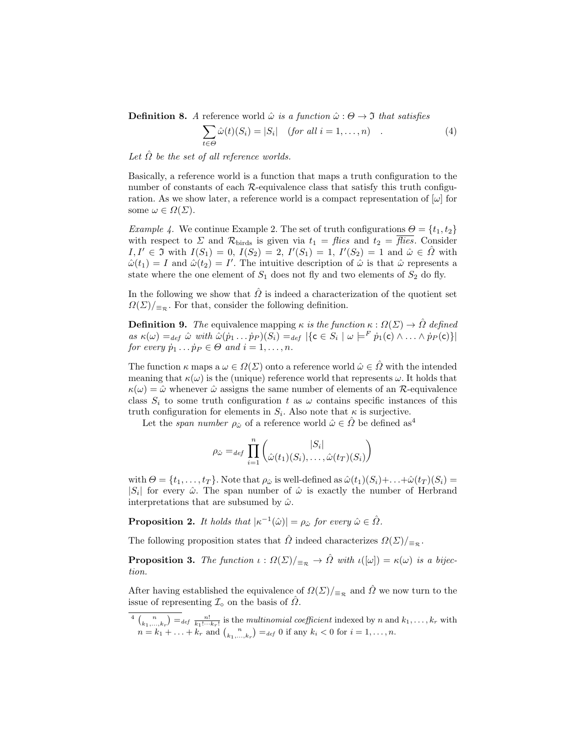**Definition 8.** *A* reference world $\hat{\omega}$ *is a function* $\hat{\omega} : \Theta \to \mathfrak{I}$ *that satisfies*

$$\sum_{t \in \Theta} \hat{\omega}(t)(S_i) = |S_i| \quad (\textit{for all } i = 1, \ldots, n) \quad . \tag{4}$$

*Let* $\hat{\Omega}$ *be the set of all reference worlds.*

Basically, a reference world is a function that maps a truth configuration to the number of constants of each $\mathcal{R}$-equivalence class that satisfy this truth configuration. As we show later, a reference world is a compact representation of $[\omega]$ for some $\omega \in \Omega(\Sigma)$.

*Example 4.* We continue Example 2. The set of truth configurations $\Theta = \{t_1, t_2\}$ with respect to $\Sigma$ and $\mathcal{R}_{\text{birds}}$ is given via $t_1 = \mathit{flies}$ and $t_2 = \overline{\mathit{flies}}$. Consider $I, I' \in \mathfrak{I}$ with $I(S_1) = 0$, $I(S_2) = 2$, $I'(S_1) = 1$, $I'(S_2) = 1$ and $\hat{\omega} \in \hat{\Omega}$ with $\hat{\omega}(t_1) = I$ and $\hat{\omega}(t_2) = I'$. The intuitive description of $\hat{\omega}$ is that $\hat{\omega}$ represents a state where the one element of $S_1$ does not fly and two elements of $S_2$ do fly.

In the following we show that $\hat{\Omega}$ is indeed a characterization of the quotient set $\Omega(\Sigma)/_{\equiv_{\mathcal{R}}}$. For that, consider the following definition.

**Definition 9.** *The* equivalence mapping $\kappa$ *is the function* $\kappa : \Omega(\Sigma) \to \hat{\Omega}$ *defined as* $\kappa(\omega) =_{def} \hat{\omega}$ *with* $\hat{\omega}(\dot{p}_1 \ldots \dot{p}_P)(S_i) =_{def} |\{\mathsf{c} \in S_i \mid \omega \models^F \dot{p}_1(\mathsf{c}) \wedge \ldots \wedge \dot{p}_P(\mathsf{c})\}|$ *for every* $\dot{p}_1 \ldots \dot{p}_P \in \Theta$ *and* $i = 1, \ldots, n$.

The function $\kappa$ maps a $\omega \in \Omega(\Sigma)$ onto a reference world $\hat{\omega} \in \hat{\Omega}$ with the intended meaning that $\kappa(\omega)$ is the (unique) reference world that represents $\omega$. It holds that $\kappa(\omega) = \hat{\omega}$ whenever $\hat{\omega}$ assigns the same number of elements of an $\mathcal{R}$-equivalence class $S_i$ to some truth configuration $t$ as $\omega$ contains specific instances of this truth configuration for elements in $S_i$. Also note that $\kappa$ is surjective.

Let the *span number* $\rho_{\hat{\omega}}$ of a reference world $\hat{\omega} \in \hat{\Omega}$ be defined as[4]

$$\rho_{\hat{\omega}} =_{def} \prod_{i=1}^{n} \binom{|S_i|}{\hat{\omega}(t_1)(S_i), \ldots, \hat{\omega}(t_T)(S_i)}$$

with $\Theta = \{t_1, \ldots, t_T\}$. Note that $\rho_{\hat{\omega}}$ is well-defined as $\hat{\omega}(t_1)(S_i) + \ldots + \hat{\omega}(t_T)(S_i) = |S_i|$ for every $\hat{\omega}$. The span number of $\hat{\omega}$ is exactly the number of Herbrand interpretations that are subsumed by $\hat{\omega}$.

**Proposition 2.** *It holds that* $|\kappa^{-1}(\hat{\omega})| = \rho_{\hat{\omega}}$ *for every* $\hat{\omega} \in \hat{\Omega}$.

The following proposition states that $\hat{\Omega}$ indeed characterizes $\Omega(\Sigma)/_{\equiv_{\mathcal{R}}}$.

**Proposition 3.** *The function* $\iota : \Omega(\Sigma)/_{\equiv_{\mathcal{R}}} \to \hat{\Omega}$ *with* $\iota([\omega]) = \kappa(\omega)$ *is a bijection.*

After having established the equivalence of $\Omega(\Sigma)/_{\equiv_{\mathcal{R}}}$ and $\hat{\Omega}$ we now turn to the issue of representing $\mathcal{I}_\circ$ on the basis of $\hat{\Omega}$.

---

[4] $\binom{n}{k_1, \ldots, k_r} =_{def} \frac{n!}{k_1! \cdots k_r!}$ is the *multinomial coefficient* indexed by $n$ and $k_1, \ldots, k_r$ with $n = k_1 + \ldots + k_r$ and $\binom{n}{k_1, \ldots, k_r} =_{def} 0$ if any $k_i < 0$ for $i = 1, \ldots, n$.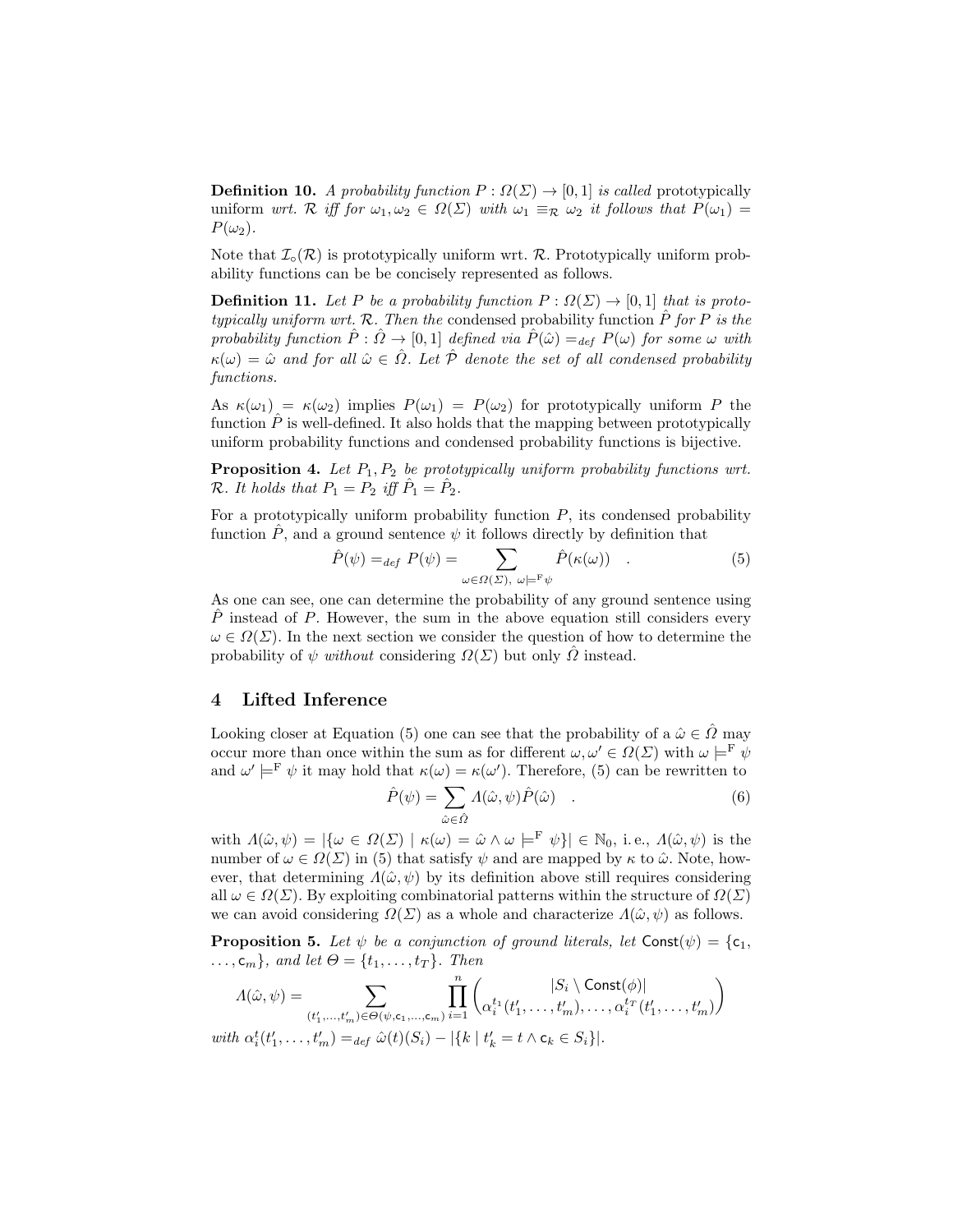**Definition 10.** *A probability function $P : \Omega(\Sigma) \rightarrow [0,1]$ is called* prototypically uniform *wrt. $\mathcal{R}$ iff for $\omega_1, \omega_2 \in \Omega(\Sigma)$ with $\omega_1 \equiv_{\mathcal{R}} \omega_2$ it follows that $P(\omega_1) = P(\omega_2)$.*

Note that $\mathcal{I}_\circ(\mathcal{R})$ is prototypically uniform wrt. $\mathcal{R}$. Prototypically uniform probability functions can be be concisely represented as follows.

**Definition 11.** *Let $P$ be a probability function $P : \Omega(\Sigma) \rightarrow [0,1]$ that is prototypically uniform wrt. $\mathcal{R}$. Then the* condensed probability function *$\hat{P}$ for $P$ is the probability function $\hat{P} : \hat{\Omega} \rightarrow [0,1]$ defined via $\hat{P}(\hat{\omega}) =_{def} P(\omega)$ for some $\omega$ with $\kappa(\omega) = \hat{\omega}$ and for all $\hat{\omega} \in \hat{\Omega}$. Let $\hat{\mathcal{P}}$ denote the set of all condensed probability functions.*

As $\kappa(\omega_1) = \kappa(\omega_2)$ implies $P(\omega_1) = P(\omega_2)$ for prototypically uniform $P$ the function $\hat{P}$ is well-defined. It also holds that the mapping between prototypically uniform probability functions and condensed probability functions is bijective.

**Proposition 4.** *Let $P_1, P_2$ be prototypically uniform probability functions wrt. $\mathcal{R}$. It holds that $P_1 = P_2$ iff $\hat{P}_1 = \hat{P}_2$.*

For a prototypically uniform probability function $P$, its condensed probability function $\hat{P}$, and a ground sentence $\psi$ it follows directly by definition that

$$\hat{P}(\psi) =_{def} P(\psi) = \sum_{\omega \in \Omega(\Sigma),\ \omega \models^{\mathrm{F}} \psi} \hat{P}(\kappa(\omega)) \quad . \tag{5}$$

As one can see, one can determine the probability of any ground sentence using $\hat{P}$ instead of $P$. However, the sum in the above equation still considers every $\omega \in \Omega(\Sigma)$. In the next section we consider the question of how to determine the probability of $\psi$ *without* considering $\Omega(\Sigma)$ but only $\hat{\Omega}$ instead.

## 4 Lifted Inference

Looking closer at Equation (5) one can see that the probability of a $\hat{\omega} \in \hat{\Omega}$ may occur more than once within the sum as for different $\omega, \omega' \in \Omega(\Sigma)$ with $\omega \models^{\mathrm{F}} \psi$ and $\omega' \models^{\mathrm{F}} \psi$ it may hold that $\kappa(\omega) = \kappa(\omega')$. Therefore, (5) can be rewritten to

$$\hat{P}(\psi) = \sum_{\hat{\omega} \in \hat{\Omega}} \Lambda(\hat{\omega}, \psi) \hat{P}(\hat{\omega}) \quad . \tag{6}$$

with $\Lambda(\hat{\omega}, \psi) = |\{\omega \in \Omega(\Sigma) \mid \kappa(\omega) = \hat{\omega} \wedge \omega \models^{\mathrm{F}} \psi\}| \in \mathbb{N}_0$, i.e., $\Lambda(\hat{\omega}, \psi)$ is the number of $\omega \in \Omega(\Sigma)$ in (5) that satisfy $\psi$ and are mapped by $\kappa$ to $\hat{\omega}$. Note, however, that determining $\Lambda(\hat{\omega}, \psi)$ by its definition above still requires considering all $\omega \in \Omega(\Sigma)$. By exploiting combinatorial patterns within the structure of $\Omega(\Sigma)$ we can avoid considering $\Omega(\Sigma)$ as a whole and characterize $\Lambda(\hat{\omega}, \psi)$ as follows.

**Proposition 5.** *Let $\psi$ be a conjunction of ground literals, let $\mathsf{Const}(\psi) = \{\mathsf{c}_1, \ldots, \mathsf{c}_m\}$, and let $\Theta = \{t_1, \ldots, t_T\}$. Then*

$$\Lambda(\hat{\omega}, \psi) = \sum_{(t'_1, \ldots, t'_m) \in \Theta(\psi, \mathsf{c}_1, \ldots, \mathsf{c}_m)} \prod_{i=1}^{n} \binom{|S_i \setminus \mathsf{Const}(\phi)|}{\alpha_i^{t_1}(t'_1, \ldots, t'_m), \ldots, \alpha_i^{t_T}(t'_1, \ldots, t'_m)}$$

*with $\alpha_i^t(t'_1, \ldots, t'_m) =_{def} \hat{\omega}(t)(S_i) - |\{k \mid t'_k = t \wedge \mathsf{c}_k \in S_i\}|$.*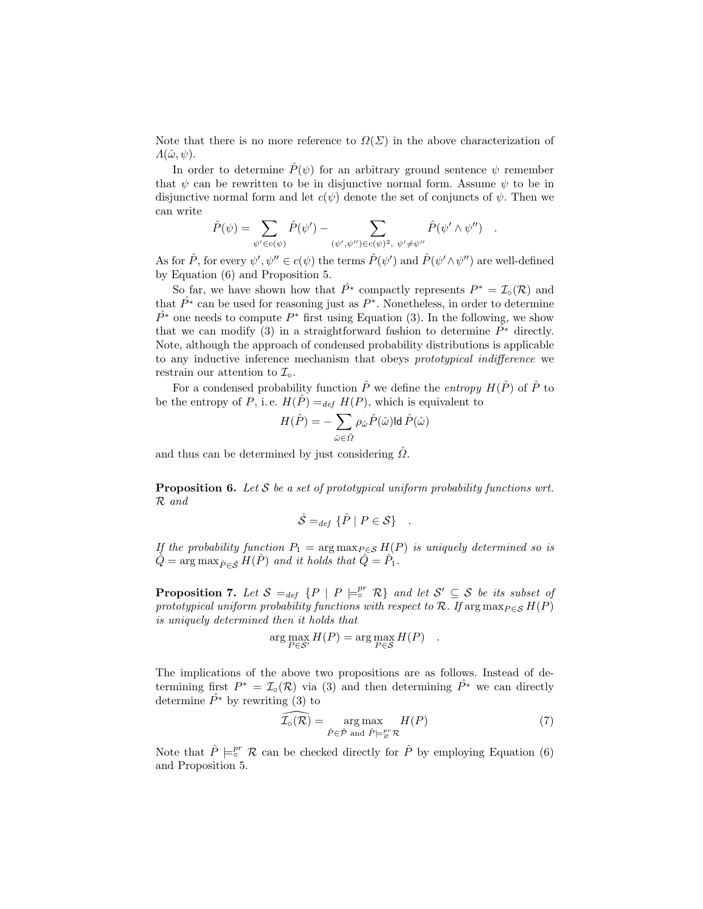Note that there is no more reference to $\Omega(\Sigma)$ in the above characterization of $\Lambda(\hat{\omega}, \psi)$.

In order to determine $\hat{P}(\psi)$ for an arbitrary ground sentence $\psi$ remember that $\psi$ can be rewritten to be in disjunctive normal form. Assume $\psi$ to be in disjunctive normal form and let $c(\psi)$ denote the set of conjuncts of $\psi$. Then we can write

$$\hat{P}(\psi) = \sum_{\psi' \in c(\psi)} \hat{P}(\psi') - \sum_{(\psi', \psi'') \in c(\psi)^2,\ \psi' \neq \psi''} \hat{P}(\psi' \wedge \psi'') \quad .$$

As for $\hat{P}$, for every $\psi', \psi'' \in c(\psi)$ the terms $\hat{P}(\psi')$ and $\hat{P}(\psi' \wedge \psi'')$ are well-defined by Equation (6) and Proposition 5.

So far, we have shown how that $\hat{P^*}$ compactly represents $P^* = \mathcal{I}_\circ(\mathcal{R})$ and that $\hat{P^*}$ can be used for reasoning just as $P^*$. Nonetheless, in order to determine $\hat{P^*}$ one needs to compute $P^*$ first using Equation (3). In the following, we show that we can modify (3) in a straightforward fashion to determine $\hat{P^*}$ directly. Note, although the approach of condensed probability distributions is applicable to any inductive inference mechanism that obeys *prototypical indifference* we restrain our attention to $\mathcal{I}_\circ$.

For a condensed probability function $\hat{P}$ we define the *entropy* $H(\hat{P})$ of $\hat{P}$ to be the entropy of $P$, i. e. $H(\hat{P}) =_{def} H(P)$, which is equivalent to

$$H(\hat{P}) = -\sum_{\hat{\omega} \in \hat{\Omega}} \rho_{\hat{\omega}} \hat{P}(\hat{\omega}) \operatorname{ld} \hat{P}(\hat{\omega})$$

and thus can be determined by just considering $\hat{\Omega}$.

**Proposition 6.** *Let $\mathcal{S}$ be a set of prototypical uniform probability functions wrt. $\mathcal{R}$ and*

$$\hat{\mathcal{S}} =_{def} \{\hat{P} \mid P \in \mathcal{S}\} \quad .$$

*If the probability function $P_1 = \arg\max_{P \in \mathcal{S}} H(P)$ is uniquely determined so is $\hat{Q} = \arg\max_{\hat{P} \in \hat{\mathcal{S}}} H(\hat{P})$ and it holds that $\hat{Q} = \hat{P}_1$.*

**Proposition 7.** *Let $\mathcal{S} =_{def} \{P \mid P \models^{pr}_\circ \mathcal{R}\}$ and let $\mathcal{S}' \subseteq \mathcal{S}$ be its subset of prototypical uniform probability functions with respect to $\mathcal{R}$. If $\arg\max_{P \in \mathcal{S}} H(P)$ is uniquely determined then it holds that*

$$\arg\max_{P \in \mathcal{S}'} H(P) = \arg\max_{P \in \mathcal{S}} H(P) \quad .$$

The implications of the above two propositions are as follows. Instead of determining first $P^* = \mathcal{I}_\circ(\mathcal{R})$ via (3) and then determining $\hat{P^*}$ we can directly determine $\hat{P^*}$ by rewriting (3) to

$$\widehat{\mathcal{I}_\circ(\mathcal{R})} = \arg\max_{\hat{P} \in \hat{\mathcal{P}} \text{ and } \hat{P} \models^{pr}_\varnothing \mathcal{R}} H(P) \tag{7}$$

Note that $\hat{P} \models^{pr}_\circ \mathcal{R}$ can be checked directly for $\hat{P}$ by employing Equation (6) and Proposition 5.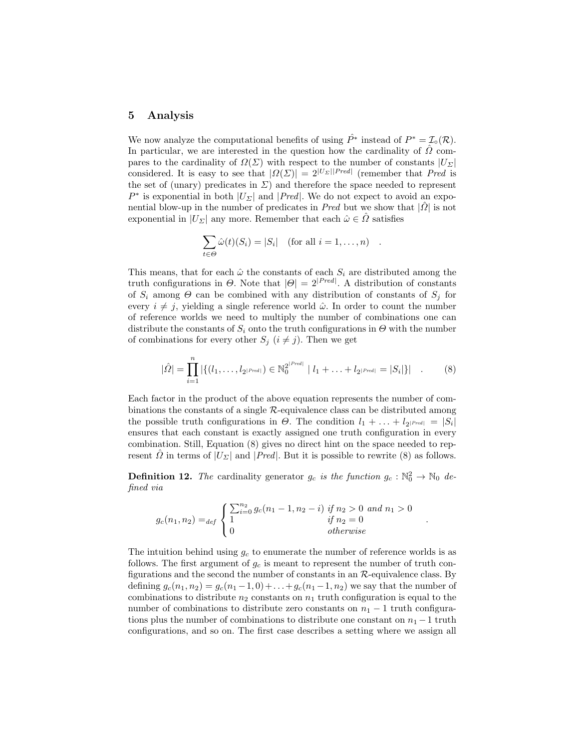## 5 Analysis

We now analyze the computational benefits of using $\hat{P}^*$ instead of $P^* = \mathcal{I}_\circ(\mathcal{R})$. In particular, we are interested in the question how the cardinality of $\hat{\Omega}$ compares to the cardinality of $\Omega(\Sigma)$ with respect to the number of constants $|U_\Sigma|$ considered. It is easy to see that $|\Omega(\Sigma)| = 2^{|U_\Sigma||Pred|}$ (remember that *Pred* is the set of (unary) predicates in $\Sigma$) and therefore the space needed to represent $P^*$ is exponential in both $|U_\Sigma|$ and $|Pred|$. We do not expect to avoid an exponential blow-up in the number of predicates in *Pred* but we show that $|\hat{\Omega}|$ is not exponential in $|U_\Sigma|$ any more. Remember that each $\hat{\omega} \in \hat{\Omega}$ satisfies

$$\sum_{t \in \Theta} \hat{\omega}(t)(S_i) = |S_i| \quad \text{(for all } i = 1, \ldots, n) \quad .$$

This means, that for each $\hat{\omega}$ the constants of each $S_i$ are distributed among the truth configurations in $\Theta$. Note that $|\Theta| = 2^{|Pred|}$. A distribution of constants of $S_i$ among $\Theta$ can be combined with any distribution of constants of $S_j$ for every $i \neq j$, yielding a single reference world $\hat{\omega}$. In order to count the number of reference worlds we need to multiply the number of combinations one can distribute the constants of $S_i$ onto the truth configurations in $\Theta$ with the number of combinations for every other $S_j$ ($i \neq j$). Then we get

$$|\hat{\Omega}| = \prod_{i=1}^{n} |\{(l_1, \ldots, l_{2^{|Pred|}}) \in \mathbb{N}_0^{2^{|Pred|}} \mid l_1 + \ldots + l_{2^{|Pred|}} = |S_i|\}| \quad . \tag{8}$$

Each factor in the product of the above equation represents the number of combinations the constants of a single $\mathcal{R}$-equivalence class can be distributed among the possible truth configurations in $\Theta$. The condition $l_1 + \ldots + l_{2^{|Pred|}} = |S_i|$ ensures that each constant is exactly assigned one truth configuration in every combination. Still, Equation (8) gives no direct hint on the space needed to represent $\hat{\Omega}$ in terms of $|U_\Sigma|$ and $|Pred|$. But it is possible to rewrite (8) as follows.

**Definition 12.** *The* cardinality generator $g_c$ *is the function* $g_c : \mathbb{N}_0^2 \to \mathbb{N}_0$ *defined via*

$$g_c(n_1, n_2) =_{def} \begin{cases} \sum_{i=0}^{n_2} g_c(n_1 - 1, n_2 - i) & \text{if } n_2 > 0 \text{ and } n_1 > 0 \\ 1 & \text{if } n_2 = 0 \\ 0 & \text{otherwise} \end{cases} \quad .$$

The intuition behind using $g_c$ to enumerate the number of reference worlds is as follows. The first argument of $g_c$ is meant to represent the number of truth configurations and the second the number of constants in an $\mathcal{R}$-equivalence class. By defining $g_c(n_1, n_2) = g_c(n_1 - 1, 0) + \ldots + g_c(n_1 - 1, n_2)$ we say that the number of combinations to distribute $n_2$ constants on $n_1$ truth configuration is equal to the number of combinations to distribute zero constants on $n_1 - 1$ truth configurations plus the number of combinations to distribute one constant on $n_1 - 1$ truth configurations, and so on. The first case describes a setting where we assign all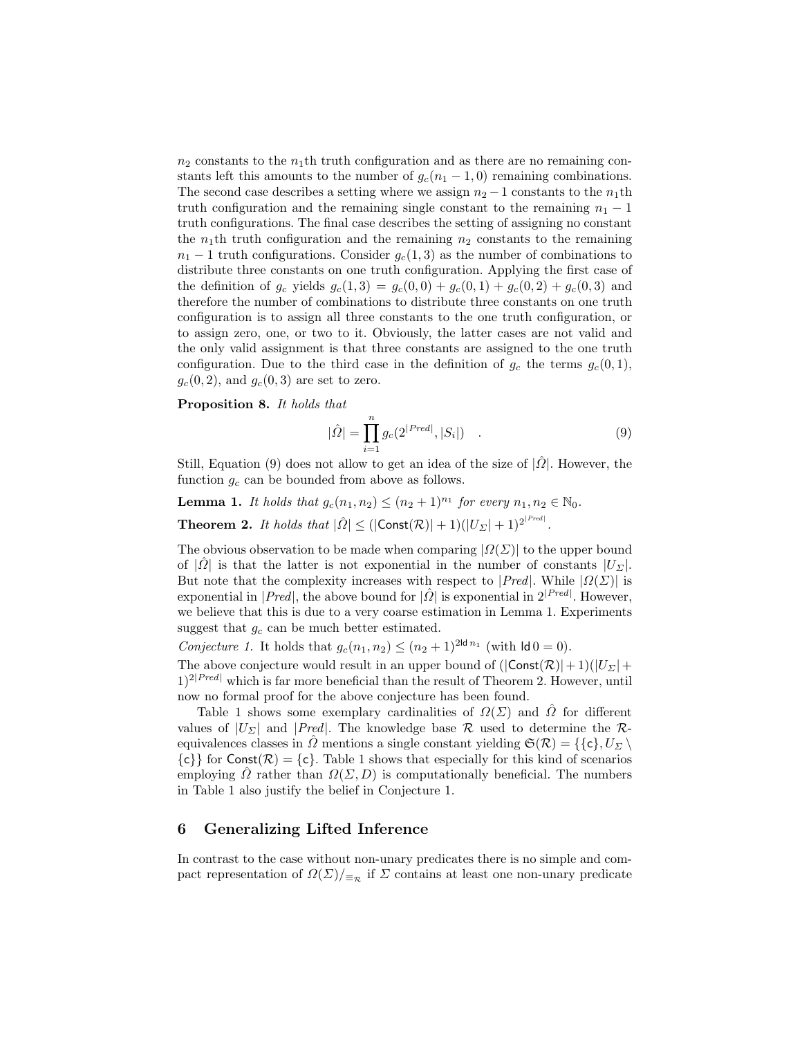$n_2$ constants to the $n_1$th truth configuration and as there are no remaining constants left this amounts to the number of $g_c(n_1 - 1, 0)$ remaining combinations. The second case describes a setting where we assign $n_2 - 1$ constants to the $n_1$th truth configuration and the remaining single constant to the remaining $n_1 - 1$ truth configurations. The final case describes the setting of assigning no constant the $n_1$th truth configuration and the remaining $n_2$ constants to the remaining $n_1 - 1$ truth configurations. Consider $g_c(1, 3)$ as the number of combinations to distribute three constants on one truth configuration. Applying the first case of the definition of $g_c$ yields $g_c(1, 3) = g_c(0, 0) + g_c(0, 1) + g_c(0, 2) + g_c(0, 3)$ and therefore the number of combinations to distribute three constants on one truth configuration is to assign all three constants to the one truth configuration, or to assign zero, one, or two to it. Obviously, the latter cases are not valid and the only valid assignment is that three constants are assigned to the one truth configuration. Due to the third case in the definition of $g_c$ the terms $g_c(0, 1)$, $g_c(0, 2)$, and $g_c(0, 3)$ are set to zero.

**Proposition 8.** *It holds that*

$$|\hat{\Omega}| = \prod_{i=1}^{n} g_c(2^{|Pred|}, |S_i|) \quad . \tag{9}$$

Still, Equation (9) does not allow to get an idea of the size of $|\hat{\Omega}|$. However, the function $g_c$ can be bounded from above as follows.

**Lemma 1.** *It holds that $g_c(n_1, n_2) \leq (n_2 + 1)^{n_1}$ for every $n_1, n_2 \in \mathbb{N}_0$.*

**Theorem 2.** *It holds that $|\hat{\Omega}| \leq (|\mathsf{Const}(\mathcal{R})| + 1)(|U_\Sigma| + 1)^{2^{|Pred|}}$.*

The obvious observation to be made when comparing $|\Omega(\Sigma)|$ to the upper bound of $|\hat{\Omega}|$ is that the latter is not exponential in the number of constants $|U_\Sigma|$. But note that the complexity increases with respect to $|Pred|$. While $|\Omega(\Sigma)|$ is exponential in $|Pred|$, the above bound for $|\hat{\Omega}|$ is exponential in $2^{|Pred|}$. However, we believe that this is due to a very coarse estimation in Lemma 1. Experiments suggest that $g_c$ can be much better estimated.

*Conjecture 1.* It holds that $g_c(n_1, n_2) \leq (n_2 + 1)^{2 \mathsf{ld}\, n_1}$ (with $\mathsf{ld}\, 0 = 0$).

The above conjecture would result in an upper bound of $(|\mathsf{Const}(\mathcal{R})| + 1)(|U_\Sigma| + 1)^{2|Pred|}$ which is far more beneficial than the result of Theorem 2. However, until now no formal proof for the above conjecture has been found.

Table 1 shows some exemplary cardinalities of $\Omega(\Sigma)$ and $\hat{\Omega}$ for different values of $|U_\Sigma|$ and $|Pred|$. The knowledge base $\mathcal{R}$ used to determine the $\mathcal{R}$-equivalences classes in $\hat{\Omega}$ mentions a single constant yielding $\mathfrak{S}(\mathcal{R}) = \{\{\mathsf{c}\}, U_\Sigma \setminus \{\mathsf{c}\}\}$ for $\mathsf{Const}(\mathcal{R}) = \{\mathsf{c}\}$. Table 1 shows that especially for this kind of scenarios employing $\hat{\Omega}$ rather than $\Omega(\Sigma, D)$ is computationally beneficial. The numbers in Table 1 also justify the belief in Conjecture 1.

## 6 Generalizing Lifted Inference

In contrast to the case without non-unary predicates there is no simple and compact representation of $\Omega(\Sigma)/_{\equiv_\mathcal{R}}$ if $\Sigma$ contains at least one non-unary predicate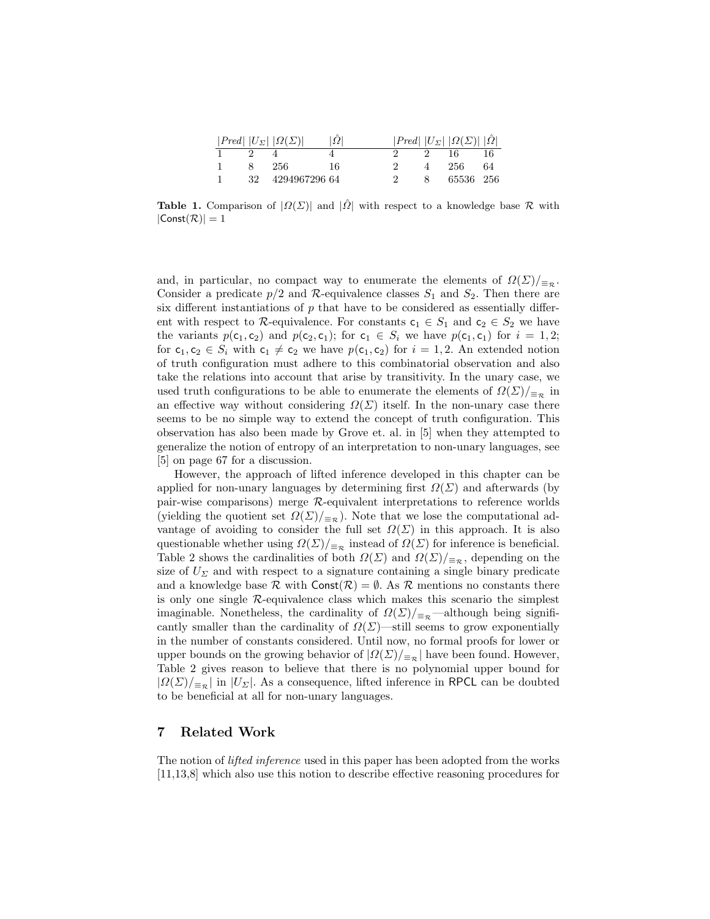| $\|Pred\|$ | $\|U_\Sigma\|$ | $\|\Omega(\Sigma)\|$ | $\|\hat{\Omega}\|$ | $\|Pred\|$ | $\|U_\Sigma\|$ | $\|\Omega(\Sigma)\|$ | $\|\hat{\Omega}\|$ |
|---|---|---|---|---|---|---|---|
| 1 | 2 | 4 | 4 | 2 | 2 | 16 | 16 |
| 1 | 8 | 256 | 16 | 2 | 4 | 256 | 64 |
| 1 | 32 | 4294967296 | 64 | 2 | 8 | 65536 | 256 |

**Table 1.** Comparison of $|\Omega(\Sigma)|$ and $|\hat{\Omega}|$ with respect to a knowledge base $\mathcal{R}$ with $|\mathsf{Const}(\mathcal{R})| = 1$

and, in particular, no compact way to enumerate the elements of $\Omega(\Sigma)/_{\equiv_\mathcal{R}}$. Consider a predicate $p/2$ and $\mathcal{R}$-equivalence classes $S_1$ and $S_2$. Then there are six different instantiations of $p$ that have to be considered as essentially different with respect to $\mathcal{R}$-equivalence. For constants $\mathsf{c}_1 \in S_1$ and $\mathsf{c}_2 \in S_2$ we have the variants $p(\mathsf{c}_1, \mathsf{c}_2)$ and $p(\mathsf{c}_2, \mathsf{c}_1)$; for $\mathsf{c}_1 \in S_i$ we have $p(\mathsf{c}_1, \mathsf{c}_1)$ for $i = 1, 2$; for $\mathsf{c}_1, \mathsf{c}_2 \in S_i$ with $\mathsf{c}_1 \neq \mathsf{c}_2$ we have $p(\mathsf{c}_1, \mathsf{c}_2)$ for $i = 1, 2$. An extended notion of truth configuration must adhere to this combinatorial observation and also take the relations into account that arise by transitivity. In the unary case, we used truth configurations to be able to enumerate the elements of $\Omega(\Sigma)/_{\equiv_\mathcal{R}}$ in an effective way without considering $\Omega(\Sigma)$ itself. In the non-unary case there seems to be no simple way to extend the concept of truth configuration. This observation has also been made by Grove et. al. in [5] when they attempted to generalize the notion of entropy of an interpretation to non-unary languages, see [5] on page 67 for a discussion.

However, the approach of lifted inference developed in this chapter can be applied for non-unary languages by determining first $\Omega(\Sigma)$ and afterwards (by pair-wise comparisons) merge $\mathcal{R}$-equivalent interpretations to reference worlds (yielding the quotient set $\Omega(\Sigma)/_{\equiv_\mathcal{R}}$). Note that we lose the computational advantage of avoiding to consider the full set $\Omega(\Sigma)$ in this approach. It is also questionable whether using $\Omega(\Sigma)/_{\equiv_\mathcal{R}}$ instead of $\Omega(\Sigma)$ for inference is beneficial. Table 2 shows the cardinalities of both $\Omega(\Sigma)$ and $\Omega(\Sigma)/_{\equiv_\mathcal{R}}$, depending on the size of $U_\Sigma$ and with respect to a signature containing a single binary predicate and a knowledge base $\mathcal{R}$ with $\mathsf{Const}(\mathcal{R}) = \emptyset$. As $\mathcal{R}$ mentions no constants there is only one single $\mathcal{R}$-equivalence class which makes this scenario the simplest imaginable. Nonetheless, the cardinality of $\Omega(\Sigma)/_{\equiv_\mathcal{R}}$—although being significantly smaller than the cardinality of $\Omega(\Sigma)$—still seems to grow exponentially in the number of constants considered. Until now, no formal proofs for lower or upper bounds on the growing behavior of $|\Omega(\Sigma)/_{\equiv_\mathcal{R}}|$ have been found. However, Table 2 gives reason to believe that there is no polynomial upper bound for $|\Omega(\Sigma)/_{\equiv_\mathcal{R}}|$ in $|U_\Sigma|$. As a consequence, lifted inference in RPCL can be doubted to be beneficial at all for non-unary languages.

## 7 Related Work

The notion of *lifted inference* used in this paper has been adopted from the works [11,13,8] which also use this notion to describe effective reasoning procedures for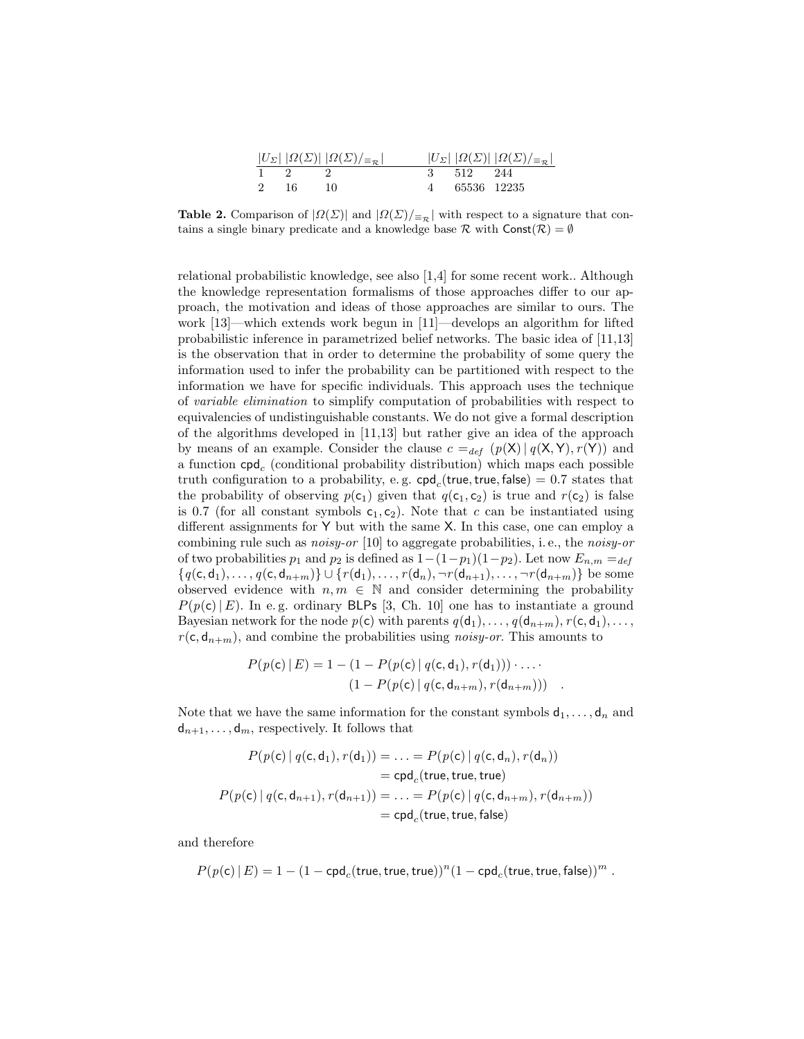| $\|U_\Sigma\|$ | $\|\Omega(\Sigma)\|$ | $\|\Omega(\Sigma)/_{\equiv_\mathcal{R}}\|$ | $\|U_\Sigma\|$ | $\|\Omega(\Sigma)\|$ | $\|\Omega(\Sigma)/_{\equiv_\mathcal{R}}\|$ |
|---|---|---|---|---|---|
| 1 | 2 | 2 | 3 | 512 | 244 |
| 2 | 16 | 10 | 4 | 65536 | 12235 |

**Table 2.** Comparison of $|\Omega(\Sigma)|$ and $|\Omega(\Sigma)/_{\equiv_\mathcal{R}}|$ with respect to a signature that contains a single binary predicate and a knowledge base $\mathcal{R}$ with $\mathsf{Const}(\mathcal{R}) = \emptyset$

relational probabilistic knowledge, see also [1,4] for some recent work.. Although the knowledge representation formalisms of those approaches differ to our approach, the motivation and ideas of those approaches are similar to ours. The work [13]—which extends work begun in [11]—develops an algorithm for lifted probabilistic inference in parametrized belief networks. The basic idea of [11,13] is the observation that in order to determine the probability of some query the information used to infer the probability can be partitioned with respect to the information we have for specific individuals. This approach uses the technique of *variable elimination* to simplify computation of probabilities with respect to equivalencies of undistinguishable constants. We do not give a formal description of the algorithms developed in [11,13] but rather give an idea of the approach by means of an example. Consider the clause $c =_{def} (p(\mathsf{X}) \,|\, q(\mathsf{X},\mathsf{Y}), r(\mathsf{Y}))$ and a function $\mathsf{cpd}_c$ (conditional probability distribution) which maps each possible truth configuration to a probability, e. g. $\mathsf{cpd}_c(\mathsf{true},\mathsf{true},\mathsf{false}) = 0.7$ states that the probability of observing $p(\mathsf{c}_1)$ given that $q(\mathsf{c}_1,\mathsf{c}_2)$ is true and $r(\mathsf{c}_2)$ is false is 0.7 (for all constant symbols $\mathsf{c}_1,\mathsf{c}_2$). Note that $c$ can be instantiated using different assignments for $\mathsf{Y}$ but with the same $\mathsf{X}$. In this case, one can employ a combining rule such as *noisy-or* [10] to aggregate probabilities, i. e., the *noisy-or* of two probabilities $p_1$ and $p_2$ is defined as $1-(1-p_1)(1-p_2)$. Let now $E_{n,m} =_{def} \{q(\mathsf{c},\mathsf{d}_1),\ldots,q(\mathsf{c},\mathsf{d}_{n+m})\} \cup \{r(\mathsf{d}_1),\ldots,r(\mathsf{d}_n),\neg r(\mathsf{d}_{n+1}),\ldots,\neg r(\mathsf{d}_{n+m})\}$ be some observed evidence with $n,m \in \mathbb{N}$ and consider determining the probability $P(p(\mathsf{c}) \,|\, E)$. In e. g. ordinary BLPs [3, Ch. 10] one has to instantiate a ground Bayesian network for the node $p(\mathsf{c})$ with parents $q(\mathsf{d}_1),\ldots,q(\mathsf{d}_{n+m}), r(\mathsf{c},\mathsf{d}_1),\ldots, r(\mathsf{c},\mathsf{d}_{n+m})$, and combine the probabilities using *noisy-or*. This amounts to

$$P(p(\mathsf{c}) \,|\, E) = 1 - (1 - P(p(\mathsf{c}) \,|\, q(\mathsf{c},\mathsf{d}_1), r(\mathsf{d}_1))) \cdot \ldots \cdot (1 - P(p(\mathsf{c}) \,|\, q(\mathsf{c},\mathsf{d}_{n+m}), r(\mathsf{d}_{n+m}))) \quad .$$

Note that we have the same information for the constant symbols $\mathsf{d}_1,\ldots,\mathsf{d}_n$ and $\mathsf{d}_{n+1},\ldots,\mathsf{d}_m$, respectively. It follows that

$$\begin{aligned} P(p(\mathsf{c}) \,|\, q(\mathsf{c},\mathsf{d}_1), r(\mathsf{d}_1)) &= \ldots = P(p(\mathsf{c}) \,|\, q(\mathsf{c},\mathsf{d}_n), r(\mathsf{d}_n)) \\ &= \mathsf{cpd}_c(\mathsf{true},\mathsf{true},\mathsf{true}) \\ P(p(\mathsf{c}) \,|\, q(\mathsf{c},\mathsf{d}_{n+1}), r(\mathsf{d}_{n+1})) &= \ldots = P(p(\mathsf{c}) \,|\, q(\mathsf{c},\mathsf{d}_{n+m}), r(\mathsf{d}_{n+m})) \\ &= \mathsf{cpd}_c(\mathsf{true},\mathsf{true},\mathsf{false}) \end{aligned}$$

and therefore

$$P(p(\mathsf{c}) \,|\, E) = 1 - (1 - \mathsf{cpd}_c(\mathsf{true},\mathsf{true},\mathsf{true}))^n (1 - \mathsf{cpd}_c(\mathsf{true},\mathsf{true},\mathsf{false}))^m \ .$$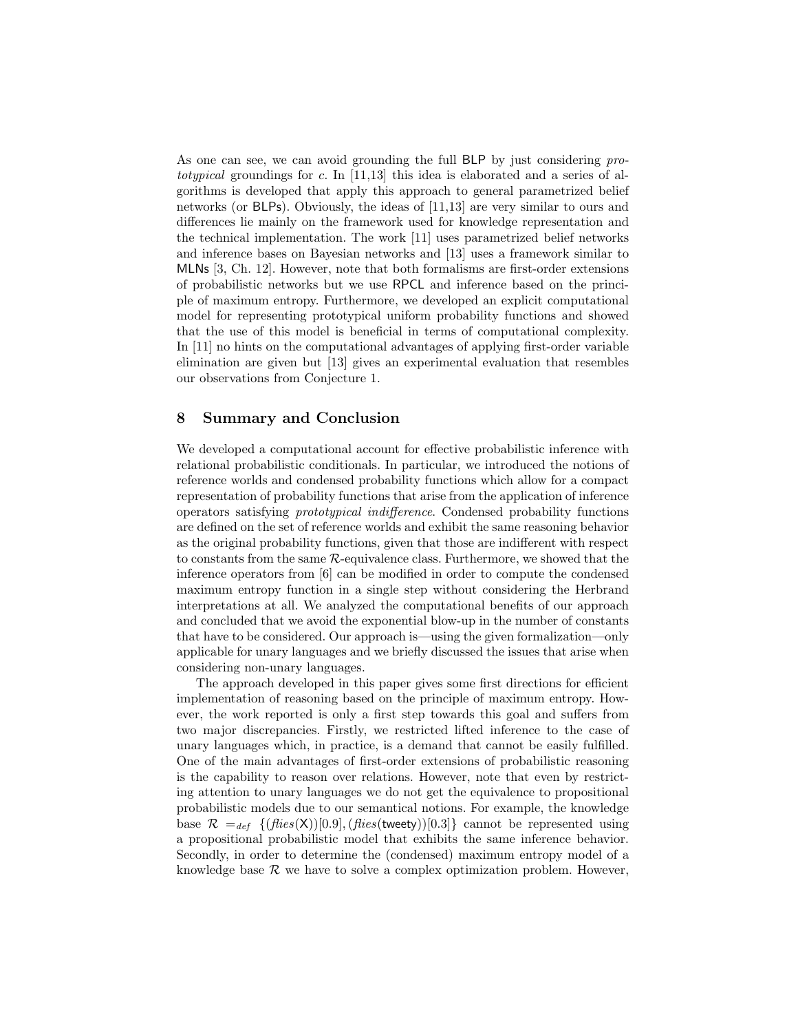As one can see, we can avoid grounding the full BLP by just considering *prototypical* groundings for $c$. In [11,13] this idea is elaborated and a series of algorithms is developed that apply this approach to general parametrized belief networks (or BLPs). Obviously, the ideas of [11,13] are very similar to ours and differences lie mainly on the framework used for knowledge representation and the technical implementation. The work [11] uses parametrized belief networks and inference bases on Bayesian networks and [13] uses a framework similar to MLNs [3, Ch. 12]. However, note that both formalisms are first-order extensions of probabilistic networks but we use RPCL and inference based on the principle of maximum entropy. Furthermore, we developed an explicit computational model for representing prototypical uniform probability functions and showed that the use of this model is beneficial in terms of computational complexity. In [11] no hints on the computational advantages of applying first-order variable elimination are given but [13] gives an experimental evaluation that resembles our observations from Conjecture 1.

## 8 Summary and Conclusion

We developed a computational account for effective probabilistic inference with relational probabilistic conditionals. In particular, we introduced the notions of reference worlds and condensed probability functions which allow for a compact representation of probability functions that arise from the application of inference operators satisfying *prototypical indifference*. Condensed probability functions are defined on the set of reference worlds and exhibit the same reasoning behavior as the original probability functions, given that those are indifferent with respect to constants from the same $\mathcal{R}$-equivalence class. Furthermore, we showed that the inference operators from [6] can be modified in order to compute the condensed maximum entropy function in a single step without considering the Herbrand interpretations at all. We analyzed the computational benefits of our approach and concluded that we avoid the exponential blow-up in the number of constants that have to be considered. Our approach is—using the given formalization—only applicable for unary languages and we briefly discussed the issues that arise when considering non-unary languages.

The approach developed in this paper gives some first directions for efficient implementation of reasoning based on the principle of maximum entropy. However, the work reported is only a first step towards this goal and suffers from two major discrepancies. Firstly, we restricted lifted inference to the case of unary languages which, in practice, is a demand that cannot be easily fulfilled. One of the main advantages of first-order extensions of probabilistic reasoning is the capability to reason over relations. However, note that even by restricting attention to unary languages we do not get the equivalence to propositional probabilistic models due to our semantical notions. For example, the knowledge base $\mathcal{R} =_{def} \{(\mathit{flies}(\mathsf{X}))[0.9], (\mathit{flies}(\mathsf{tweety}))[0.3]\}$ cannot be represented using a propositional probabilistic model that exhibits the same inference behavior. Secondly, in order to determine the (condensed) maximum entropy model of a knowledge base $\mathcal{R}$ we have to solve a complex optimization problem. However,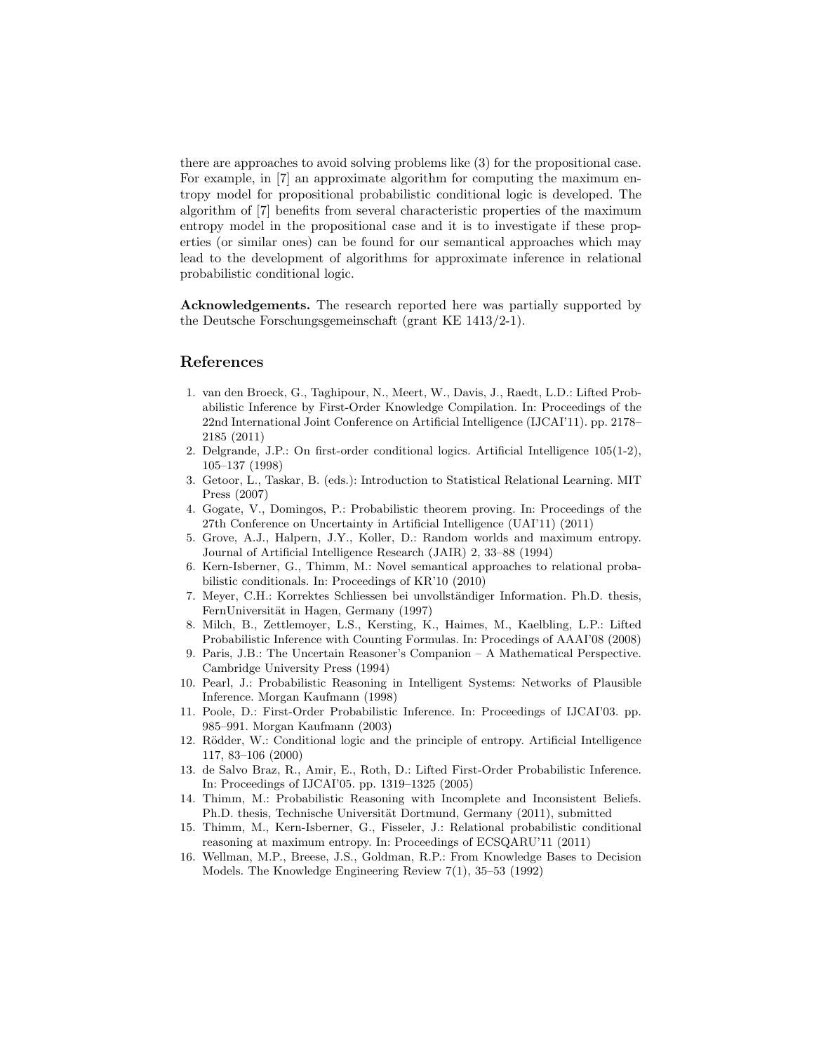there are approaches to avoid solving problems like (3) for the propositional case. For example, in [7] an approximate algorithm for computing the maximum entropy model for propositional probabilistic conditional logic is developed. The algorithm of [7] benefits from several characteristic properties of the maximum entropy model in the propositional case and it is to investigate if these properties (or similar ones) can be found for our semantical approaches which may lead to the development of algorithms for approximate inference in relational probabilistic conditional logic.

**Acknowledgements.** The research reported here was partially supported by the Deutsche Forschungsgemeinschaft (grant KE 1413/2-1).

## References

1. van den Broeck, G., Taghipour, N., Meert, W., Davis, J., Raedt, L.D.: Lifted Probabilistic Inference by First-Order Knowledge Compilation. In: Proceedings of the 22nd International Joint Conference on Artificial Intelligence (IJCAI'11). pp. 2178–2185 (2011)
2. Delgrande, J.P.: On first-order conditional logics. Artificial Intelligence 105(1-2), 105–137 (1998)
3. Getoor, L., Taskar, B. (eds.): Introduction to Statistical Relational Learning. MIT Press (2007)
4. Gogate, V., Domingos, P.: Probabilistic theorem proving. In: Proceedings of the 27th Conference on Uncertainty in Artificial Intelligence (UAI'11) (2011)
5. Grove, A.J., Halpern, J.Y., Koller, D.: Random worlds and maximum entropy. Journal of Artificial Intelligence Research (JAIR) 2, 33–88 (1994)
6. Kern-Isberner, G., Thimm, M.: Novel semantical approaches to relational probabilistic conditionals. In: Proceedings of KR'10 (2010)
7. Meyer, C.H.: Korrektes Schliessen bei unvollständiger Information. Ph.D. thesis, FernUniversität in Hagen, Germany (1997)
8. Milch, B., Zettlemoyer, L.S., Kersting, K., Haimes, M., Kaelbling, L.P.: Lifted Probabilistic Inference with Counting Formulas. In: Procedings of AAAI'08 (2008)
9. Paris, J.B.: The Uncertain Reasoner's Companion – A Mathematical Perspective. Cambridge University Press (1994)
10. Pearl, J.: Probabilistic Reasoning in Intelligent Systems: Networks of Plausible Inference. Morgan Kaufmann (1998)
11. Poole, D.: First-Order Probabilistic Inference. In: Proceedings of IJCAI'03. pp. 985–991. Morgan Kaufmann (2003)
12. Rödder, W.: Conditional logic and the principle of entropy. Artificial Intelligence 117, 83–106 (2000)
13. de Salvo Braz, R., Amir, E., Roth, D.: Lifted First-Order Probabilistic Inference. In: Proceedings of IJCAI'05. pp. 1319–1325 (2005)
14. Thimm, M.: Probabilistic Reasoning with Incomplete and Inconsistent Beliefs. Ph.D. thesis, Technische Universität Dortmund, Germany (2011), submitted
15. Thimm, M., Kern-Isberner, G., Fisseler, J.: Relational probabilistic conditional reasoning at maximum entropy. In: Proceedings of ECSQARU'11 (2011)
16. Wellman, M.P., Breese, J.S., Goldman, R.P.: From Knowledge Bases to Decision Models. The Knowledge Engineering Review 7(1), 35–53 (1992)